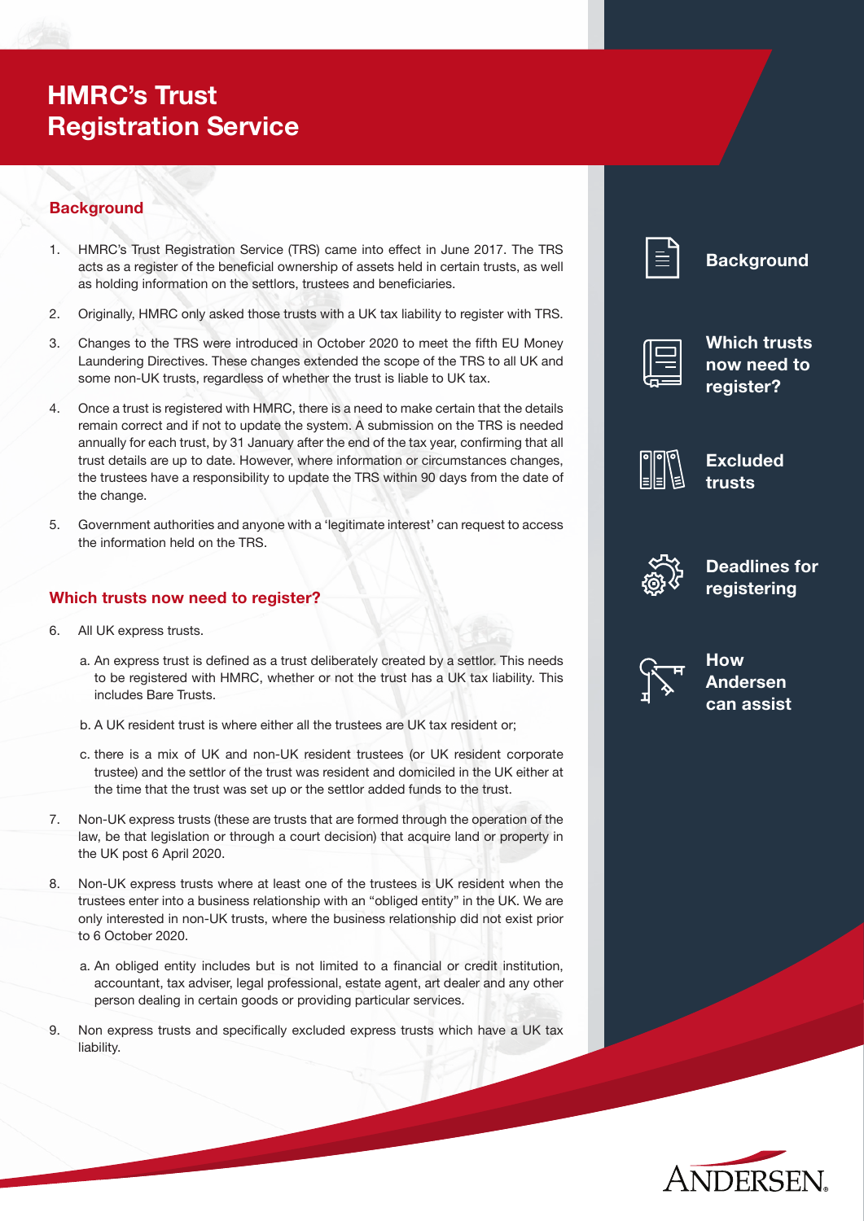# HMRC's Trust Registration Service

## Background

1. HMRC's Trust Registration Service (TRS) came into effect in June 2017. The TRS acts as a register of the beneficial ownership of assets held in certain trusts, as well as holding information on the settlors, trustees and beneficiaries.
2. Originally, HMRC only asked those trusts with a UK tax liability to register with TRS.
3. Changes to the TRS were introduced in October 2020 to meet the fifth EU Money Laundering Directives. These changes extended the scope of the TRS to all UK and some non-UK trusts, regardless of whether the trust is liable to UK tax.
4. Once a trust is registered with HMRC, there is a need to make certain that the details remain correct and if not to update the system. A submission on the TRS is needed annually for each trust, by 31 January after the end of the tax year, confirming that all trust details are up to date. However, where information or circumstances changes, the trustees have a responsibility to update the TRS within 90 days from the date of the change.
5. Government authorities and anyone with a 'legitimate interest' can request to access the information held on the TRS.

## Which trusts now need to register?

6. All UK express trusts.
   a. An express trust is defined as a trust deliberately created by a settlor. This needs to be registered with HMRC, whether or not the trust has a UK tax liability. This includes Bare Trusts.
   b. A UK resident trust is where either all the trustees are UK tax resident or;
   c. there is a mix of UK and non-UK resident trustees (or UK resident corporate trustee) and the settlor of the trust was resident and domiciled in the UK either at the time that the trust was set up or the settlor added funds to the trust.
7. Non-UK express trusts (these are trusts that are formed through the operation of the law, be that legislation or through a court decision) that acquire land or property in the UK post 6 April 2020.
8. Non-UK express trusts where at least one of the trustees is UK resident when the trustees enter into a business relationship with an "obliged entity" in the UK. We are only interested in non-UK trusts, where the business relationship did not exist prior to 6 October 2020.
   a. An obliged entity includes but is not limited to a financial or credit institution, accountant, tax adviser, legal professional, estate agent, art dealer and any other person dealing in certain goods or providing particular services.
9. Non express trusts and specifically excluded express trusts which have a UK tax liability.

- Background
- Which trusts now need to register?
- Excluded trusts
- Deadlines for registering
- How Andersen can assist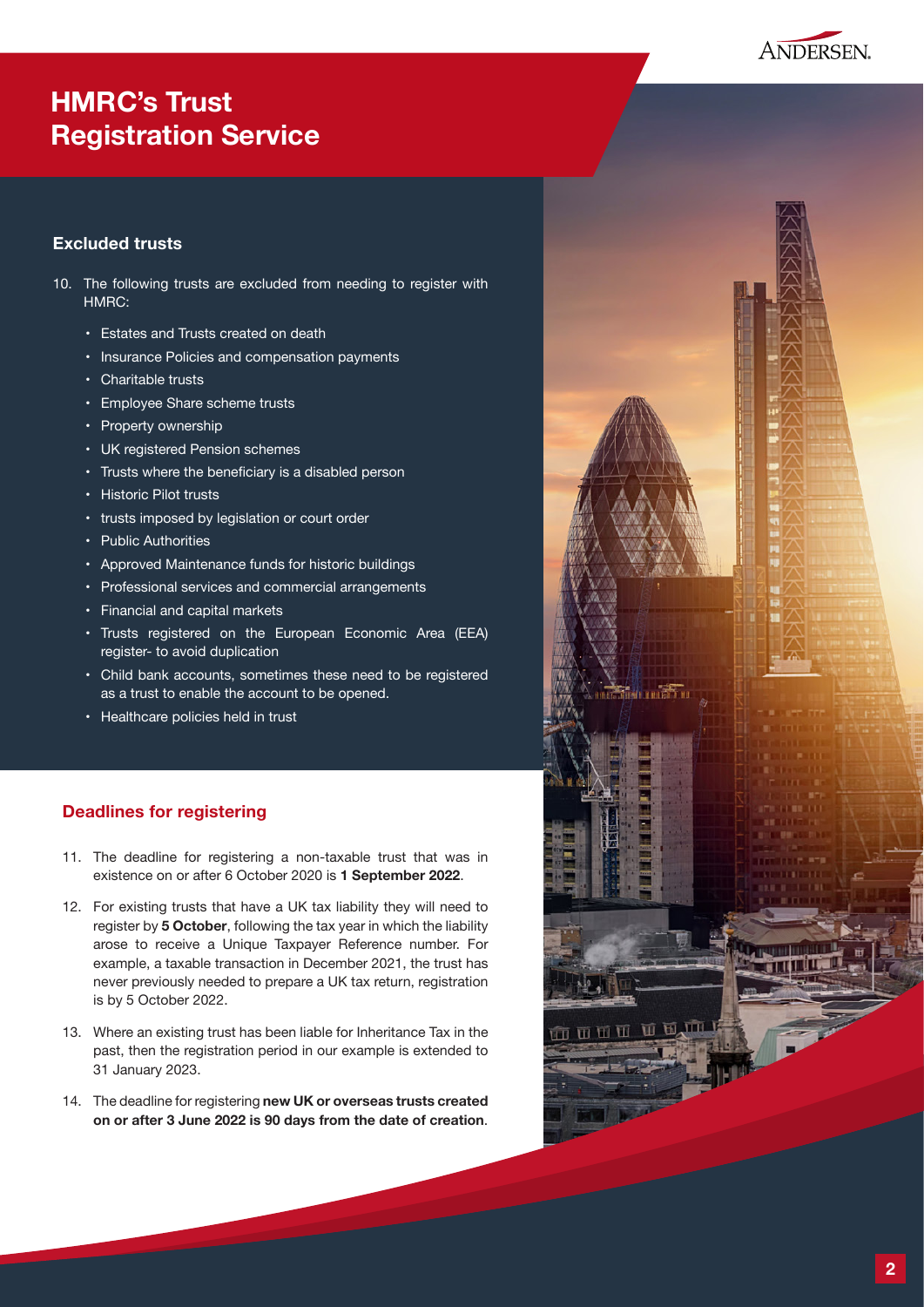# HMRC's Trust Registration Service

## Excluded trusts

10. The following trusts are excluded from needing to register with HMRC:

    - Estates and Trusts created on death
    - Insurance Policies and compensation payments
    - Charitable trusts
    - Employee Share scheme trusts
    - Property ownership
    - UK registered Pension schemes
    - Trusts where the beneficiary is a disabled person
    - Historic Pilot trusts
    - trusts imposed by legislation or court order
    - Public Authorities
    - Approved Maintenance funds for historic buildings
    - Professional services and commercial arrangements
    - Financial and capital markets
    - Trusts registered on the European Economic Area (EEA) register- to avoid duplication
    - Child bank accounts, sometimes these need to be registered as a trust to enable the account to be opened.
    - Healthcare policies held in trust

## Deadlines for registering

11. The deadline for registering a non-taxable trust that was in existence on or after 6 October 2020 is **1 September 2022**.

12. For existing trusts that have a UK tax liability they will need to register by **5 October**, following the tax year in which the liability arose to receive a Unique Taxpayer Reference number. For example, a taxable transaction in December 2021, the trust has never previously needed to prepare a UK tax return, registration is by 5 October 2022.

13. Where an existing trust has been liable for Inheritance Tax in the past, then the registration period in our example is extended to 31 January 2023.

14. The deadline for registering **new UK or overseas trusts created on or after 3 June 2022 is 90 days from the date of creation**.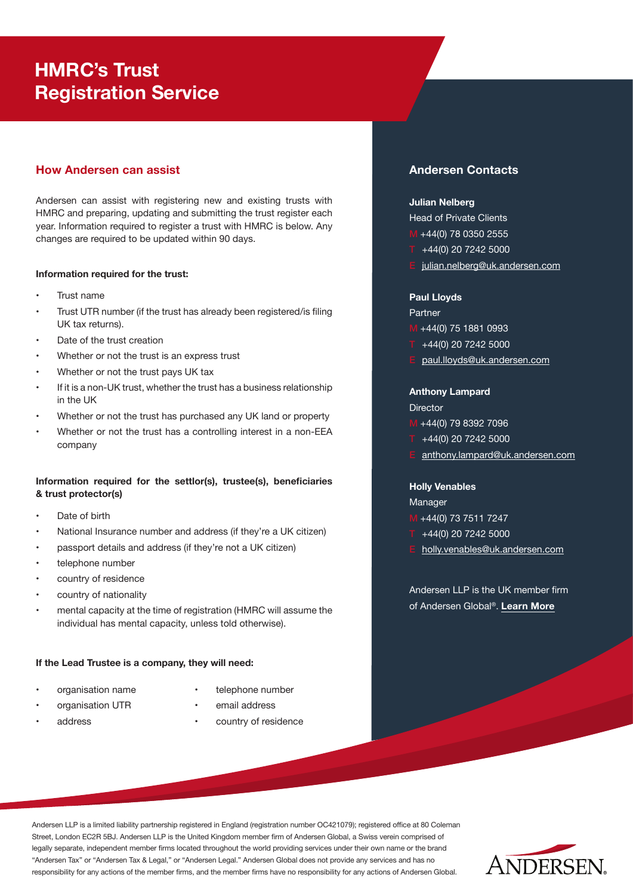# HMRC's Trust Registration Service

## How Andersen can assist

Andersen can assist with registering new and existing trusts with HMRC and preparing, updating and submitting the trust register each year. Information required to register a trust with HMRC is below. Any changes are required to be updated within 90 days.

**Information required for the trust:**

- Trust name
- Trust UTR number (if the trust has already been registered/is filing UK tax returns).
- Date of the trust creation
- Whether or not the trust is an express trust
- Whether or not the trust pays UK tax
- If it is a non-UK trust, whether the trust has a business relationship in the UK
- Whether or not the trust has purchased any UK land or property
- Whether or not the trust has a controlling interest in a non-EEA company

**Information required for the settlor(s), trustee(s), beneficiaries & trust protector(s)**

- Date of birth
- National Insurance number and address (if they're a UK citizen)
- passport details and address (if they're not a UK citizen)
- telephone number
- country of residence
- country of nationality
- mental capacity at the time of registration (HMRC will assume the individual has mental capacity, unless told otherwise).

**If the Lead Trustee is a company, they will need:**

- organisation name
- organisation UTR
- address
- telephone number
- email address
- country of residence

## Andersen Contacts

**Julian Nelberg**
Head of Private Clients
M +44(0) 78 0350 2555
T +44(0) 20 7242 5000
E julian.nelberg@uk.andersen.com

**Paul Lloyds**
Partner
M +44(0) 75 1881 0993
T +44(0) 20 7242 5000
E paul.lloyds@uk.andersen.com

**Anthony Lampard**
Director
M +44(0) 79 8392 7096
T +44(0) 20 7242 5000
E anthony.lampard@uk.andersen.com

**Holly Venables**
Manager
M +44(0) 73 7511 7247
T +44(0) 20 7242 5000
E holly.venables@uk.andersen.com

Andersen LLP is the UK member firm of Andersen Global®. **Learn More**

Andersen LLP is a limited liability partnership registered in England (registration number OC421079); registered office at 80 Coleman Street, London EC2R 5BJ. Andersen LLP is the United Kingdom member firm of Andersen Global, a Swiss verein comprised of legally separate, independent member firms located throughout the world providing services under their own name or the brand "Andersen Tax" or "Andersen Tax & Legal," or "Andersen Legal." Andersen Global does not provide any services and has no responsibility for any actions of the member firms, and the member firms have no responsibility for any actions of Andersen Global.

ANDERSEN®